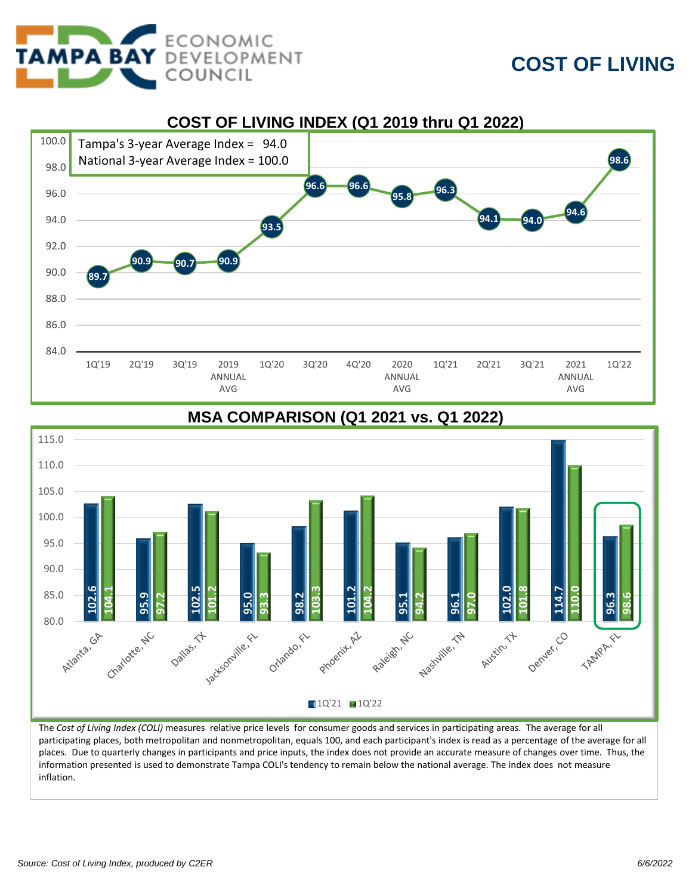TAMPA BAY ECONOMIC DEVELOPMENT COUNCIL

# COST OF LIVING

## COST OF LIVING INDEX (Q1 2019 thru Q1 2022)

Tampa's 3-year Average Index = 94.0
National 3-year Average Index = 100.0

| Period | Index |
|---|---|
| 1Q'19 | 89.7 |
| 2Q'19 | 90.9 |
| 3Q'19 | 90.7 |
| 2019 ANNUAL AVG | 90.9 |
| 1Q'20 | 93.5 |
| 3Q'20 | 96.6 |
| 4Q'20 | 96.6 |
| 2020 ANNUAL AVG | 95.8 |
| 1Q'21 | 96.3 |
| 2Q'21 | 94.1 |
| 3Q'21 | 94.0 |
| 2021 ANNUAL AVG | 94.6 |
| 1Q'22 | 98.6 |

## MSA COMPARISON (Q1 2021 vs. Q1 2022)

| MSA | 1Q'21 | 1Q'22 |
|---|---|---|
| Atlanta, GA | 102.6 | 104.1 |
| Charlotte, NC | 95.9 | 97.2 |
| Dallas, TX | 102.5 | 101.2 |
| Jacksonville, FL | 95.0 | 93.3 |
| Orlando, FL | 98.2 | 103.3 |
| Phoenix, AZ | 101.2 | 104.2 |
| Raleigh, NC | 95.1 | 94.2 |
| Nashville, TN | 96.1 | 97.0 |
| Austin, TX | 102.0 | 101.8 |
| Denver, CO | 114.7 | 110.0 |
| TAMPA, FL | 96.3 | 98.6 |

The *Cost of Living Index (COLI)* measures relative price levels for consumer goods and services in participating areas. The average for all participating places, both metropolitan and nonmetropolitan, equals 100, and each participant's index is read as a percentage of the average for all places. Due to quarterly changes in participants and price inputs, the index does not provide an accurate measure of changes over time. Thus, the information presented is used to demonstrate Tampa COLI's tendency to remain below the national average. The index does not measure inflation.

*Source: Cost of Living Index, produced by C2ER*

*6/6/2022*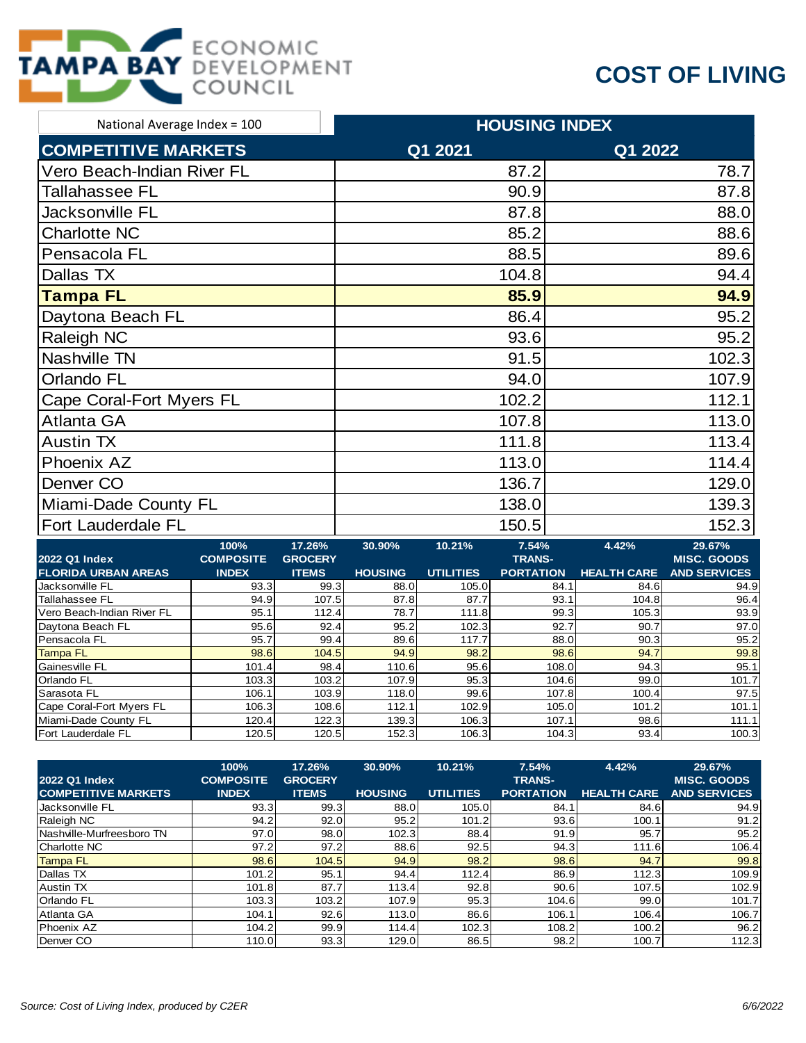TAMPA BAY ECONOMIC DEVELOPMENT COUNCIL

# COST OF LIVING

| National Average Index = 100 | HOUSING INDEX | |
|---|---|---|
| **COMPETITIVE MARKETS** | **Q1 2021** | **Q1 2022** |
| Vero Beach-Indian River FL | 87.2 | 78.7 |
| Tallahassee FL | 90.9 | 87.8 |
| Jacksonville FL | 87.8 | 88.0 |
| Charlotte NC | 85.2 | 88.6 |
| Pensacola FL | 88.5 | 89.6 |
| Dallas TX | 104.8 | 94.4 |
| **Tampa FL** | **85.9** | **94.9** |
| Daytona Beach FL | 86.4 | 95.2 |
| Raleigh NC | 93.6 | 95.2 |
| Nashville TN | 91.5 | 102.3 |
| Orlando FL | 94.0 | 107.9 |
| Cape Coral-Fort Myers FL | 102.2 | 112.1 |
| Atlanta GA | 107.8 | 113.0 |
| Austin TX | 111.8 | 113.4 |
| Phoenix AZ | 113.0 | 114.4 |
| Denver CO | 136.7 | 129.0 |
| Miami-Dade County FL | 138.0 | 139.3 |
| Fort Lauderdale FL | 150.5 | 152.3 |

| 2022 Q1 Index FLORIDA URBAN AREAS | 100% COMPOSITE INDEX | 17.26% GROCERY ITEMS | 30.90% HOUSING | 10.21% UTILITIES | 7.54% TRANS-PORTATION | 4.42% HEALTH CARE | 29.67% MISC. GOODS AND SERVICES |
|---|---|---|---|---|---|---|---|
| Jacksonville FL | 93.3 | 99.3 | 88.0 | 105.0 | 84.1 | 84.6 | 94.9 |
| Tallahassee FL | 94.9 | 107.5 | 87.8 | 87.7 | 93.1 | 104.8 | 96.4 |
| Vero Beach-Indian River FL | 95.1 | 112.4 | 78.7 | 111.8 | 99.3 | 105.3 | 93.9 |
| Daytona Beach FL | 95.6 | 92.4 | 95.2 | 102.3 | 92.7 | 90.7 | 97.0 |
| Pensacola FL | 95.7 | 99.4 | 89.6 | 117.7 | 88.0 | 90.3 | 95.2 |
| Tampa FL | 98.6 | 104.5 | 94.9 | 98.2 | 98.6 | 94.7 | 99.8 |
| Gainesville FL | 101.4 | 98.4 | 110.6 | 95.6 | 108.0 | 94.3 | 95.1 |
| Orlando FL | 103.3 | 103.2 | 107.9 | 95.3 | 104.6 | 99.0 | 101.7 |
| Sarasota FL | 106.1 | 103.9 | 118.0 | 99.6 | 107.8 | 100.4 | 97.5 |
| Cape Coral-Fort Myers FL | 106.3 | 108.6 | 112.1 | 102.9 | 105.0 | 101.2 | 101.1 |
| Miami-Dade County FL | 120.4 | 122.3 | 139.3 | 106.3 | 107.1 | 98.6 | 111.1 |
| Fort Lauderdale FL | 120.5 | 120.5 | 152.3 | 106.3 | 104.3 | 93.4 | 100.3 |

| 2022 Q1 Index COMPETITIVE MARKETS | 100% COMPOSITE INDEX | 17.26% GROCERY ITEMS | 30.90% HOUSING | 10.21% UTILITIES | 7.54% TRANS-PORTATION | 4.42% HEALTH CARE | 29.67% MISC. GOODS AND SERVICES |
|---|---|---|---|---|---|---|---|
| Jacksonville FL | 93.3 | 99.3 | 88.0 | 105.0 | 84.1 | 84.6 | 94.9 |
| Raleigh NC | 94.2 | 92.0 | 95.2 | 101.2 | 93.6 | 100.1 | 91.2 |
| Nashville-Murfreesboro TN | 97.0 | 98.0 | 102.3 | 88.4 | 91.9 | 95.7 | 95.2 |
| Charlotte NC | 97.2 | 97.2 | 88.6 | 92.5 | 94.3 | 111.6 | 106.4 |
| Tampa FL | 98.6 | 104.5 | 94.9 | 98.2 | 98.6 | 94.7 | 99.8 |
| Dallas TX | 101.2 | 95.1 | 94.4 | 112.4 | 86.9 | 112.3 | 109.9 |
| Austin TX | 101.8 | 87.7 | 113.4 | 92.8 | 90.6 | 107.5 | 102.9 |
| Orlando FL | 103.3 | 103.2 | 107.9 | 95.3 | 104.6 | 99.0 | 101.7 |
| Atlanta GA | 104.1 | 92.6 | 113.0 | 86.6 | 106.1 | 106.4 | 106.7 |
| Phoenix AZ | 104.2 | 99.9 | 114.4 | 102.3 | 108.2 | 100.2 | 96.2 |
| Denver CO | 110.0 | 93.3 | 129.0 | 86.5 | 98.2 | 100.7 | 112.3 |

*Source: Cost of Living Index, produced by C2ER*

*6/6/2022*